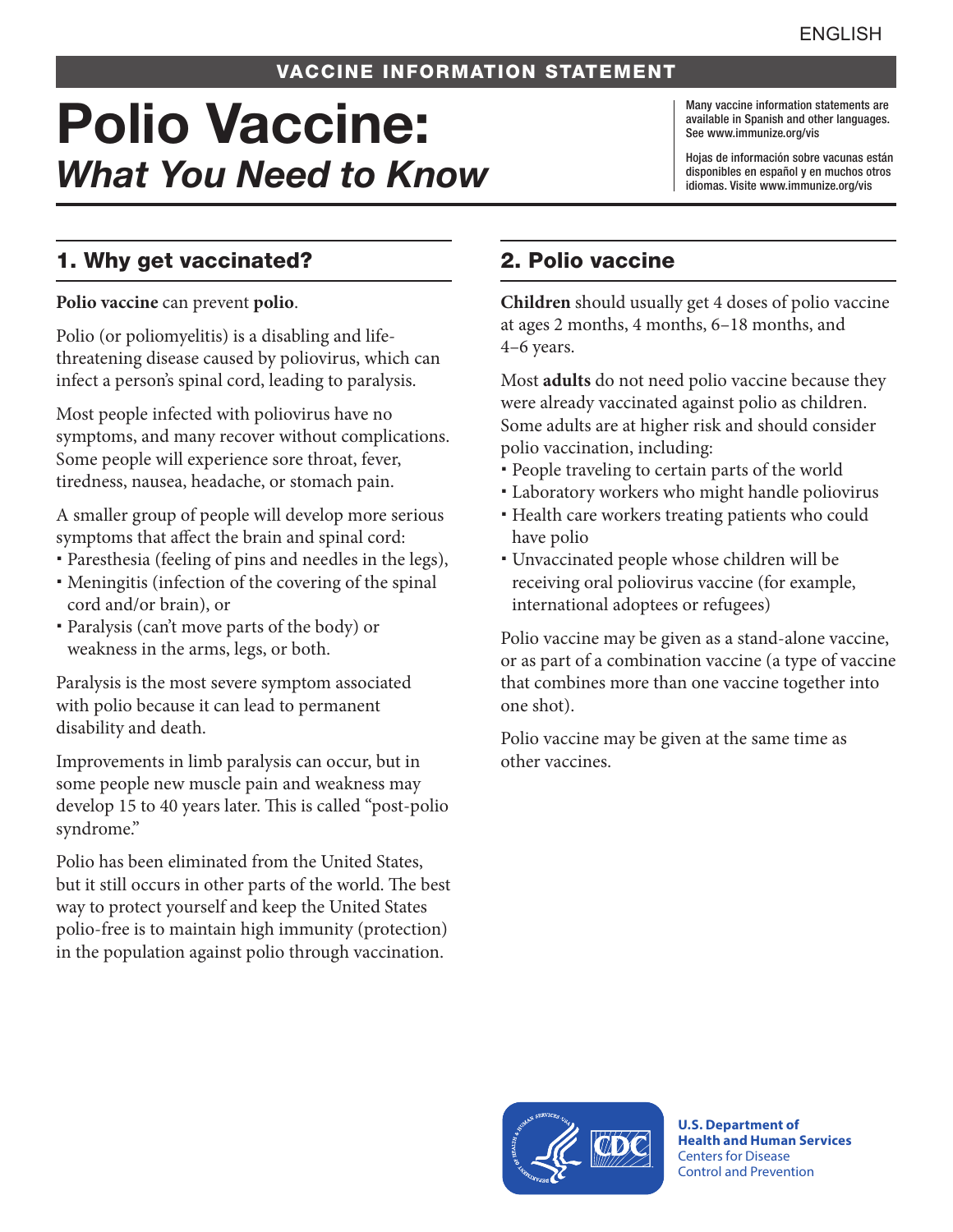ENGLISH

**VACCINE INFORMATION STATEMENT**

# Polio Vaccine:
# *What You Need to Know*

Many vaccine information statements are available in Spanish and other languages. See www.immunize.org/vis

Hojas de información sobre vacunas están disponibles en español y en muchos otros idiomas. Visite www.immunize.org/vis

## 1. Why get vaccinated?

**Polio vaccine** can prevent **polio**.

Polio (or poliomyelitis) is a disabling and life-threatening disease caused by poliovirus, which can infect a person's spinal cord, leading to paralysis.

Most people infected with poliovirus have no symptoms, and many recover without complications. Some people will experience sore throat, fever, tiredness, nausea, headache, or stomach pain.

A smaller group of people will develop more serious symptoms that affect the brain and spinal cord:

- Paresthesia (feeling of pins and needles in the legs),
- Meningitis (infection of the covering of the spinal cord and/or brain), or
- Paralysis (can't move parts of the body) or weakness in the arms, legs, or both.

Paralysis is the most severe symptom associated with polio because it can lead to permanent disability and death.

Improvements in limb paralysis can occur, but in some people new muscle pain and weakness may develop 15 to 40 years later. This is called "post-polio syndrome."

Polio has been eliminated from the United States, but it still occurs in other parts of the world. The best way to protect yourself and keep the United States polio-free is to maintain high immunity (protection) in the population against polio through vaccination.

## 2. Polio vaccine

**Children** should usually get 4 doses of polio vaccine at ages 2 months, 4 months, 6–18 months, and 4–6 years.

Most **adults** do not need polio vaccine because they were already vaccinated against polio as children. Some adults are at higher risk and should consider polio vaccination, including:

- People traveling to certain parts of the world
- Laboratory workers who might handle poliovirus
- Health care workers treating patients who could have polio
- Unvaccinated people whose children will be receiving oral poliovirus vaccine (for example, international adoptees or refugees)

Polio vaccine may be given as a stand-alone vaccine, or as part of a combination vaccine (a type of vaccine that combines more than one vaccine together into one shot).

Polio vaccine may be given at the same time as other vaccines.

**U.S. Department of Health and Human Services**
Centers for Disease Control and Prevention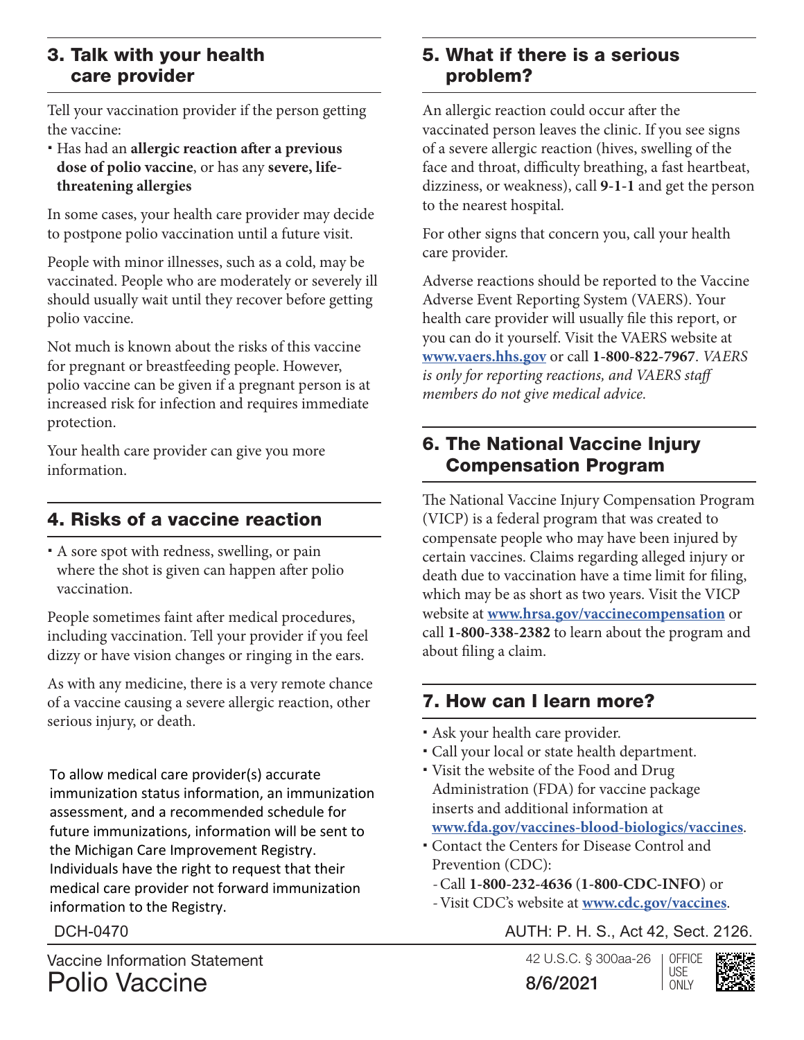## 3. Talk with your health care provider

Tell your vaccination provider if the person getting the vaccine:

- Has had an **allergic reaction after a previous dose of polio vaccine**, or has any **severe, life-threatening allergies**

In some cases, your health care provider may decide to postpone polio vaccination until a future visit.

People with minor illnesses, such as a cold, may be vaccinated. People who are moderately or severely ill should usually wait until they recover before getting polio vaccine.

Not much is known about the risks of this vaccine for pregnant or breastfeeding people. However, polio vaccine can be given if a pregnant person is at increased risk for infection and requires immediate protection.

Your health care provider can give you more information.

## 4. Risks of a vaccine reaction

- A sore spot with redness, swelling, or pain where the shot is given can happen after polio vaccination.

People sometimes faint after medical procedures, including vaccination. Tell your provider if you feel dizzy or have vision changes or ringing in the ears.

As with any medicine, there is a very remote chance of a vaccine causing a severe allergic reaction, other serious injury, or death.

To allow medical care provider(s) accurate immunization status information, an immunization assessment, and a recommended schedule for future immunizations, information will be sent to the Michigan Care Improvement Registry. Individuals have the right to request that their medical care provider not forward immunization information to the Registry.

## 5. What if there is a serious problem?

An allergic reaction could occur after the vaccinated person leaves the clinic. If you see signs of a severe allergic reaction (hives, swelling of the face and throat, difficulty breathing, a fast heartbeat, dizziness, or weakness), call **9-1-1** and get the person to the nearest hospital.

For other signs that concern you, call your health care provider.

Adverse reactions should be reported to the Vaccine Adverse Event Reporting System (VAERS). Your health care provider will usually file this report, or you can do it yourself. Visit the VAERS website at **www.vaers.hhs.gov** or call **1-800-822-7967**. *VAERS is only for reporting reactions, and VAERS staff members do not give medical advice.*

## 6. The National Vaccine Injury Compensation Program

The National Vaccine Injury Compensation Program (VICP) is a federal program that was created to compensate people who may have been injured by certain vaccines. Claims regarding alleged injury or death due to vaccination have a time limit for filing, which may be as short as two years. Visit the VICP website at **www.hrsa.gov/vaccinecompensation** or call **1-800-338-2382** to learn about the program and about filing a claim.

## 7. How can I learn more?

- Ask your health care provider.
- Call your local or state health department.
- Visit the website of the Food and Drug Administration (FDA) for vaccine package inserts and additional information at **www.fda.gov/vaccines-blood-biologics/vaccines**.
- Contact the Centers for Disease Control and Prevention (CDC):
  - Call **1-800-232-4636** (**1-800-CDC-INFO**) or
  - Visit CDC's website at **www.cdc.gov/vaccines**.

DCH-0470

AUTH: P. H. S., Act 42, Sect. 2126.

Vaccine Information Statement

Polio Vaccine

42 U.S.C. § 300aa-26

8/6/2021

OFFICE USE ONLY